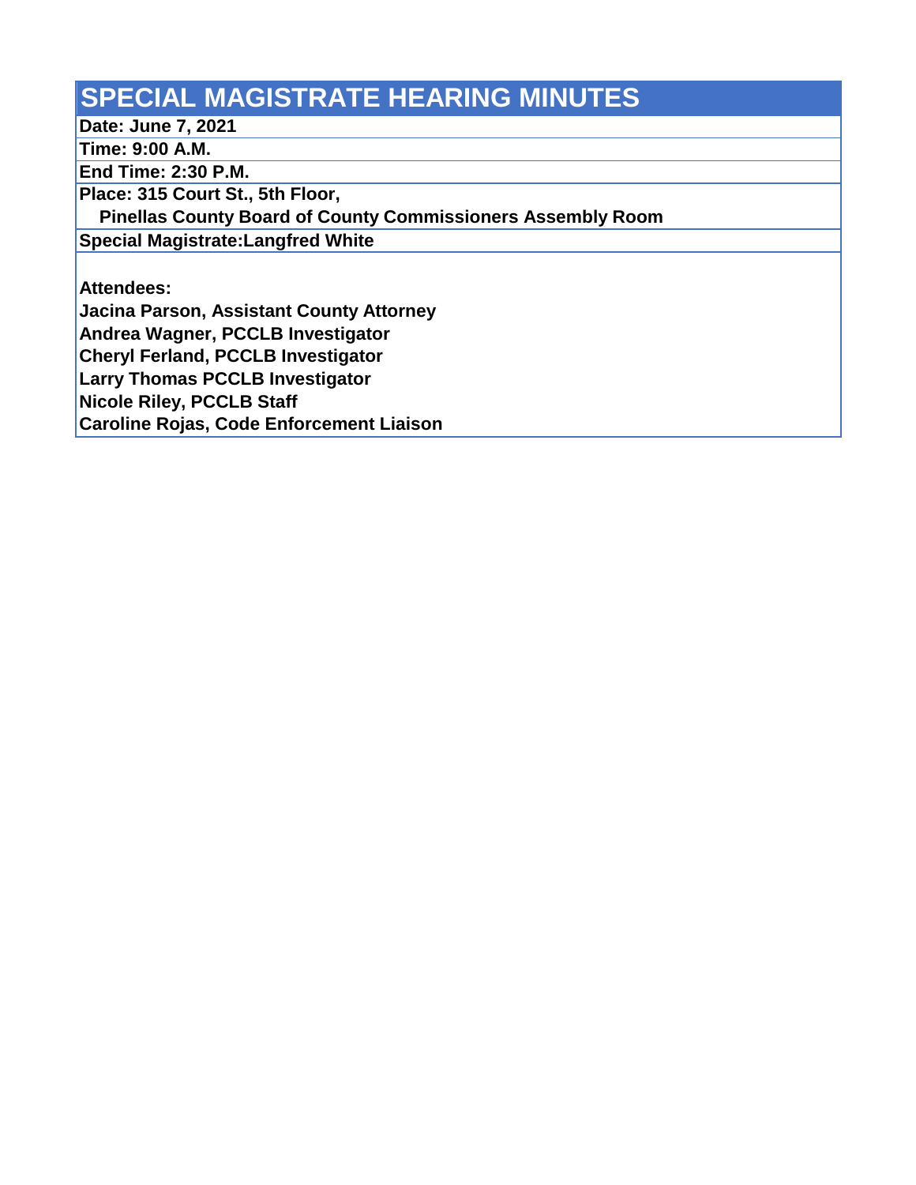# SPECIAL MAGISTRATE HEARING MINUTES

**Date: June 7, 2021**

**Time: 9:00 A.M.**

**End Time: 2:30 P.M.**

**Place: 315 Court St., 5th Floor,**
**Pinellas County Board of County Commissioners Assembly Room**

**Special Magistrate:Langfred White**

**Attendees:**
**Jacina Parson, Assistant County Attorney**
**Andrea Wagner, PCCLB Investigator**
**Cheryl Ferland, PCCLB Investigator**
**Larry Thomas PCCLB Investigator**
**Nicole Riley, PCCLB Staff**
**Caroline Rojas, Code Enforcement Liaison**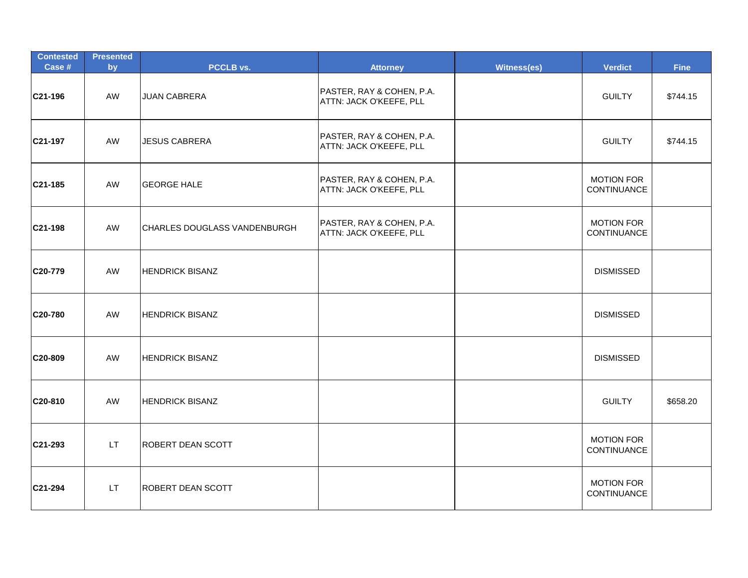| Contested Case # | Presented by | PCCLB vs. | Attorney | Witness(es) | Verdict | Fine |
|---|---|---|---|---|---|---|
| C21-196 | AW | JUAN CABRERA | PASTER, RAY & COHEN, P.A. ATTN: JACK O'KEEFE, PLL | | GUILTY | $744.15 |
| C21-197 | AW | JESUS CABRERA | PASTER, RAY & COHEN, P.A. ATTN: JACK O'KEEFE, PLL | | GUILTY | $744.15 |
| C21-185 | AW | GEORGE HALE | PASTER, RAY & COHEN, P.A. ATTN: JACK O'KEEFE, PLL | | MOTION FOR CONTINUANCE | |
| C21-198 | AW | CHARLES DOUGLASS VANDENBURGH | PASTER, RAY & COHEN, P.A. ATTN: JACK O'KEEFE, PLL | | MOTION FOR CONTINUANCE | |
| C20-779 | AW | HENDRICK BISANZ | | | DISMISSED | |
| C20-780 | AW | HENDRICK BISANZ | | | DISMISSED | |
| C20-809 | AW | HENDRICK BISANZ | | | DISMISSED | |
| C20-810 | AW | HENDRICK BISANZ | | | GUILTY | $658.20 |
| C21-293 | LT | ROBERT DEAN SCOTT | | | MOTION FOR CONTINUANCE | |
| C21-294 | LT | ROBERT DEAN SCOTT | | | MOTION FOR CONTINUANCE | |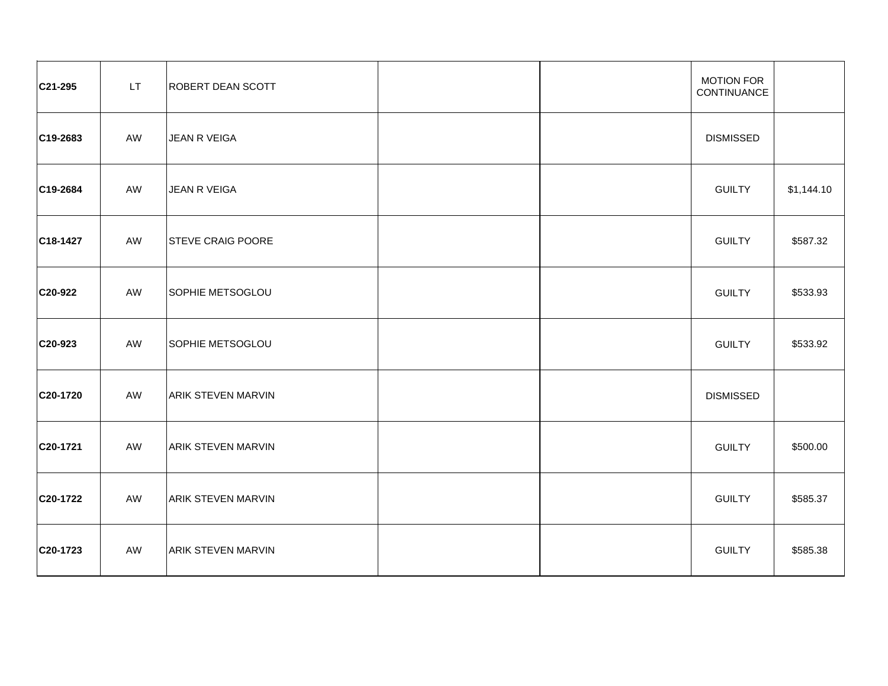| | | | | | | |
|---|---|---|---|---|---|---|
| **C21-295** | LT | ROBERT DEAN SCOTT | | | MOTION FOR CONTINUANCE | |
| **C19-2683** | AW | JEAN R VEIGA | | | DISMISSED | |
| **C19-2684** | AW | JEAN R VEIGA | | | GUILTY | $1,144.10 |
| **C18-1427** | AW | STEVE CRAIG POORE | | | GUILTY | $587.32 |
| **C20-922** | AW | SOPHIE METSOGLOU | | | GUILTY | $533.93 |
| **C20-923** | AW | SOPHIE METSOGLOU | | | GUILTY | $533.92 |
| **C20-1720** | AW | ARIK STEVEN MARVIN | | | DISMISSED | |
| **C20-1721** | AW | ARIK STEVEN MARVIN | | | GUILTY | $500.00 |
| **C20-1722** | AW | ARIK STEVEN MARVIN | | | GUILTY | $585.37 |
| **C20-1723** | AW | ARIK STEVEN MARVIN | | | GUILTY | $585.38 |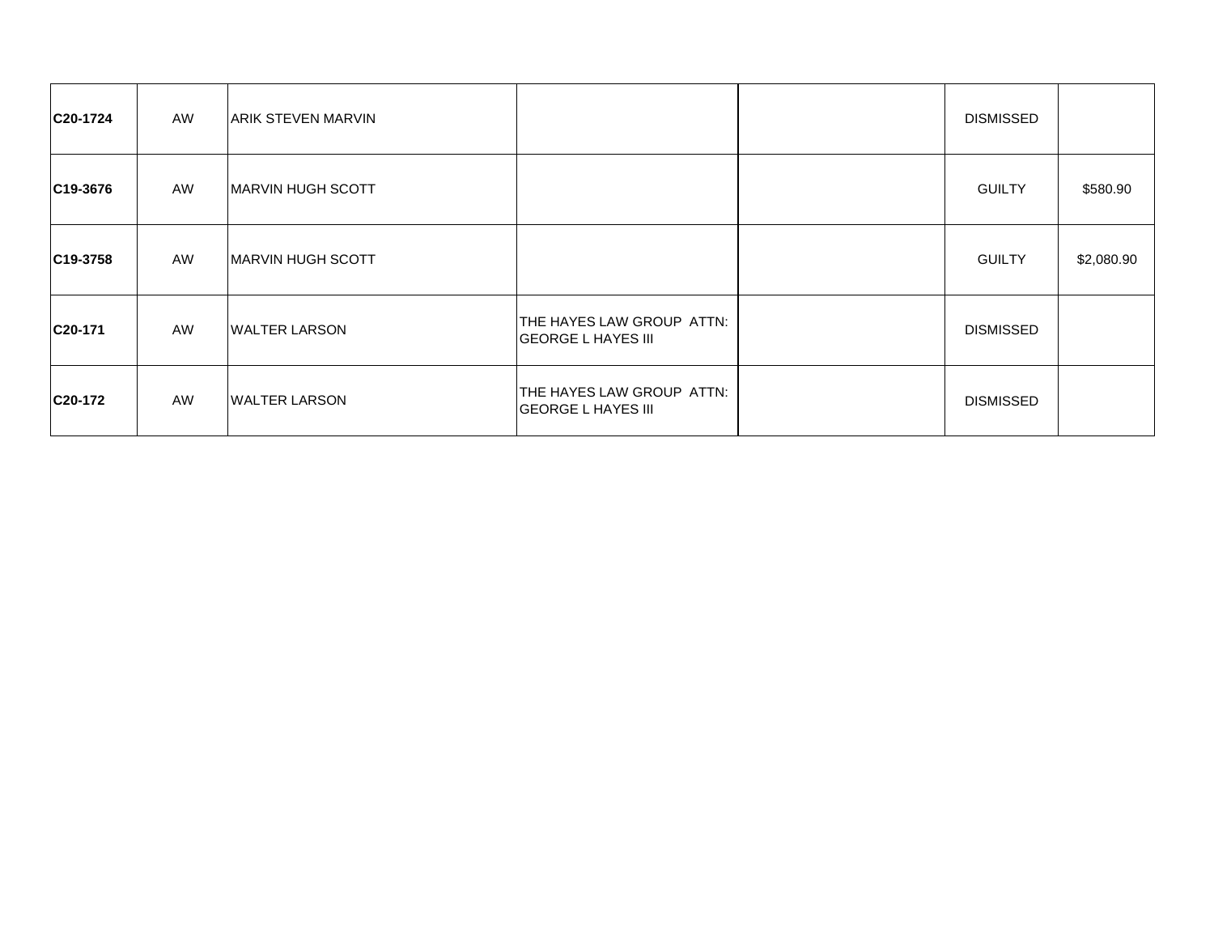| | | | | | | |
|---|---|---|---|---|---|---|
| **C20-1724** | AW | ARIK STEVEN MARVIN | | | DISMISSED | |
| **C19-3676** | AW | MARVIN HUGH SCOTT | | | GUILTY | $580.90 |
| **C19-3758** | AW | MARVIN HUGH SCOTT | | | GUILTY | $2,080.90 |
| **C20-171** | AW | WALTER LARSON | THE HAYES LAW GROUP ATTN: GEORGE L HAYES III | | DISMISSED | |
| **C20-172** | AW | WALTER LARSON | THE HAYES LAW GROUP ATTN: GEORGE L HAYES III | | DISMISSED | |